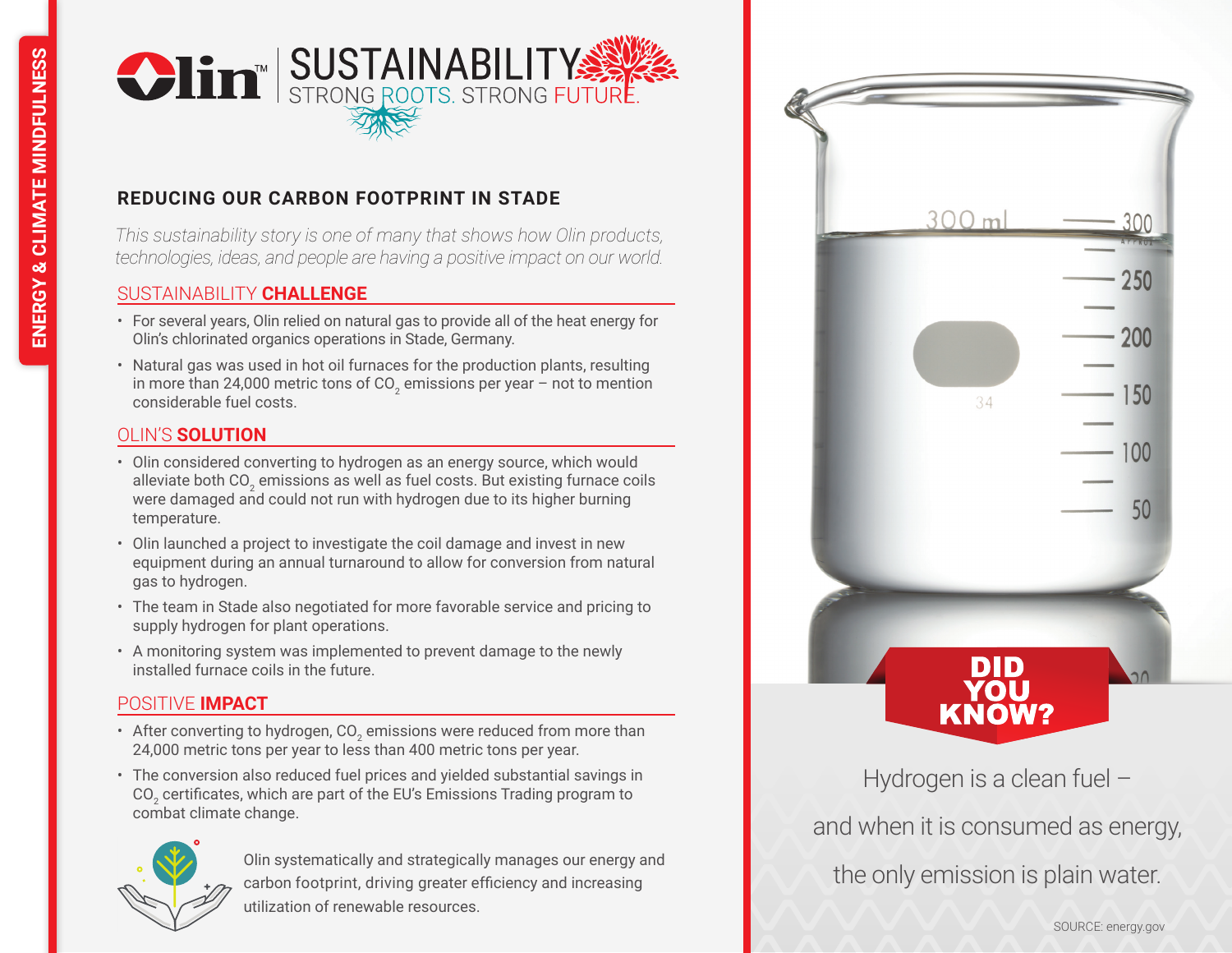ENERGY & CLIMATE MINDFULNESS

Olin™ | SUSTAINABILITY STRONG ROOTS. STRONG FUTURE.

## REDUCING OUR CARBON FOOTPRINT IN STADE

*This sustainability story is one of many that shows how Olin products, technologies, ideas, and people are having a positive impact on our world.*

### SUSTAINABILITY **CHALLENGE**

- For several years, Olin relied on natural gas to provide all of the heat energy for Olin's chlorinated organics operations in Stade, Germany.
- Natural gas was used in hot oil furnaces for the production plants, resulting in more than 24,000 metric tons of $CO_2$ emissions per year – not to mention considerable fuel costs.

### OLIN'S **SOLUTION**

- Olin considered converting to hydrogen as an energy source, which would alleviate both $CO_2$ emissions as well as fuel costs. But existing furnace coils were damaged and could not run with hydrogen due to its higher burning temperature.
- Olin launched a project to investigate the coil damage and invest in new equipment during an annual turnaround to allow for conversion from natural gas to hydrogen.
- The team in Stade also negotiated for more favorable service and pricing to supply hydrogen for plant operations.
- A monitoring system was implemented to prevent damage to the newly installed furnace coils in the future.

### POSITIVE **IMPACT**

- After converting to hydrogen, $CO_2$ emissions were reduced from more than 24,000 metric tons per year to less than 400 metric tons per year.
- The conversion also reduced fuel prices and yielded substantial savings in $CO_2$ certificates, which are part of the EU's Emissions Trading program to combat climate change.

Olin systematically and strategically manages our energy and carbon footprint, driving greater efficiency and increasing utilization of renewable resources.

**DID YOU KNOW?**

Hydrogen is a clean fuel – and when it is consumed as energy, the only emission is plain water.

SOURCE: energy.gov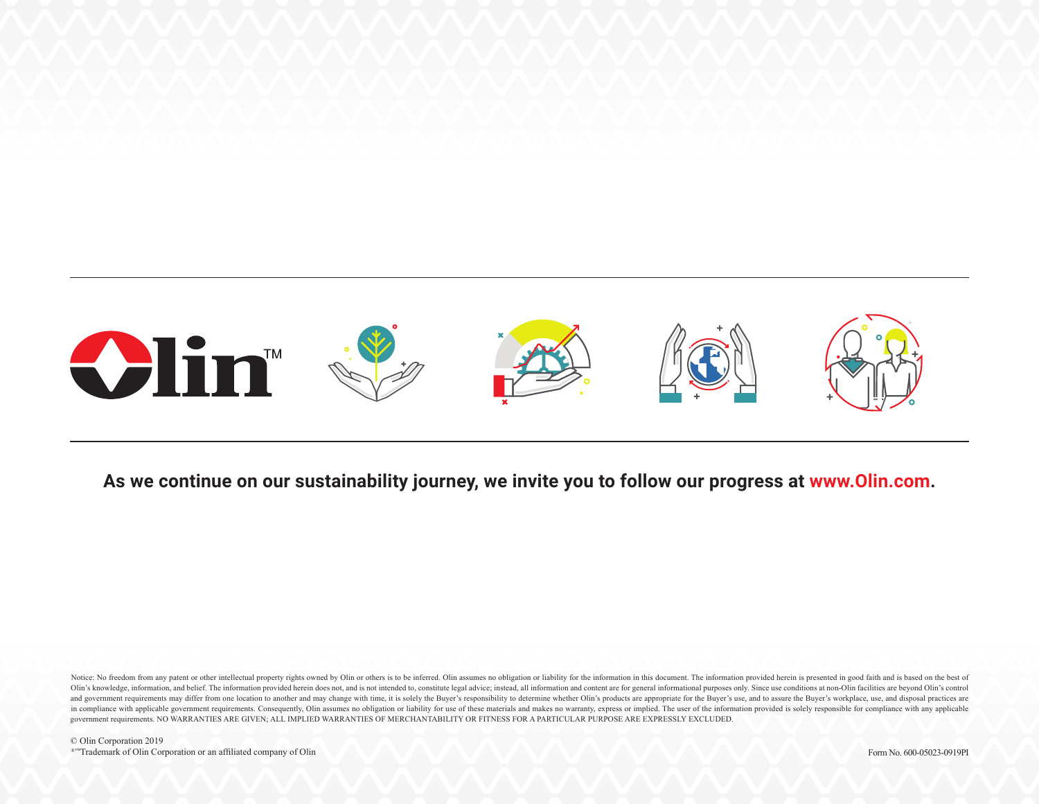**As we continue on our sustainability journey, we invite you to follow our progress at www.Olin.com.**

Notice: No freedom from any patent or other intellectual property rights owned by Olin or others is to be inferred. Olin assumes no obligation or liability for the information in this document. The information provided herein is presented in good faith and is based on the best of Olin's knowledge, information, and belief. The information provided herein does not, and is not intended to, constitute legal advice; instead, all information and content are for general informational purposes only. Since use conditions at non-Olin facilities are beyond Olin's control and government requirements may differ from one location to another and may change with time, it is solely the Buyer's responsibility to determine whether Olin's products are appropriate for the Buyer's use, and to assure the Buyer's workplace, use, and disposal practices are in compliance with applicable government requirements. Consequently, Olin assumes no obligation or liability for use of these materials and makes no warranty, express or implied. The user of the information provided is solely responsible for compliance with any applicable government requirements. NO WARRANTIES ARE GIVEN; ALL IMPLIED WARRANTIES OF MERCHANTABILITY OR FITNESS FOR A PARTICULAR PURPOSE ARE EXPRESSLY EXCLUDED.

© Olin Corporation 2019
®™Trademark of Olin Corporation or an affiliated company of Olin

Form No. 600-05023-0919PI